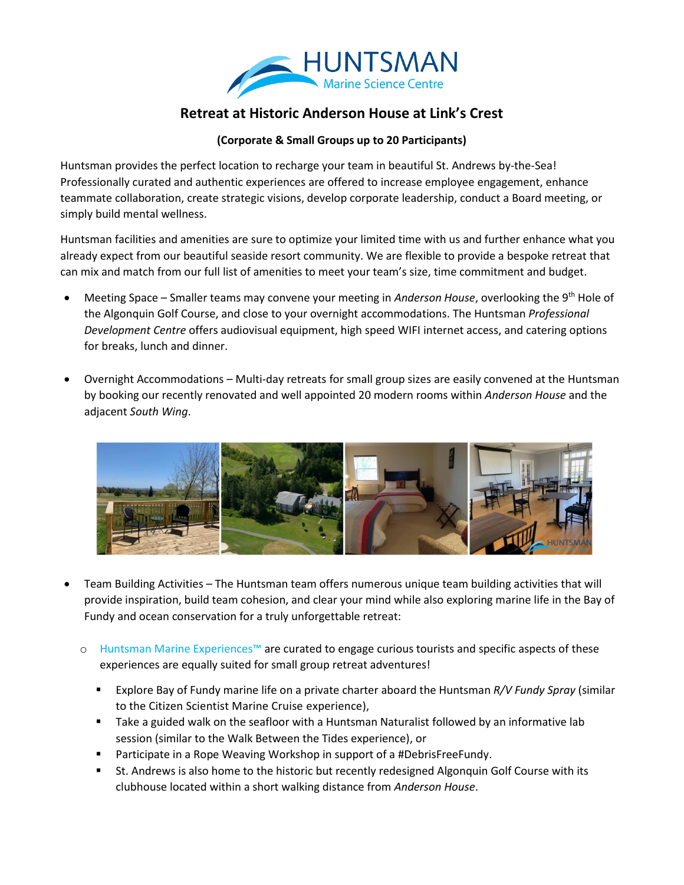HUNTSMAN
Marine Science Centre

# Retreat at Historic Anderson House at Link's Crest

**(Corporate & Small Groups up to 20 Participants)**

Huntsman provides the perfect location to recharge your team in beautiful St. Andrews by-the-Sea! Professionally curated and authentic experiences are offered to increase employee engagement, enhance teammate collaboration, create strategic visions, develop corporate leadership, conduct a Board meeting, or simply build mental wellness.

Huntsman facilities and amenities are sure to optimize your limited time with us and further enhance what you already expect from our beautiful seaside resort community. We are flexible to provide a bespoke retreat that can mix and match from our full list of amenities to meet your team's size, time commitment and budget.

- Meeting Space – Smaller teams may convene your meeting in *Anderson House*, overlooking the 9th Hole of the Algonquin Golf Course, and close to your overnight accommodations. The Huntsman *Professional Development Centre* offers audiovisual equipment, high speed WIFI internet access, and catering options for breaks, lunch and dinner.

- Overnight Accommodations – Multi-day retreats for small group sizes are easily convened at the Huntsman by booking our recently renovated and well appointed 20 modern rooms within *Anderson House* and the adjacent *South Wing*.

- Team Building Activities – The Huntsman team offers numerous unique team building activities that will provide inspiration, build team cohesion, and clear your mind while also exploring marine life in the Bay of Fundy and ocean conservation for a truly unforgettable retreat:
  - Huntsman Marine Experiences™ are curated to engage curious tourists and specific aspects of these experiences are equally suited for small group retreat adventures!
    - Explore Bay of Fundy marine life on a private charter aboard the Huntsman *R/V Fundy Spray* (similar to the Citizen Scientist Marine Cruise experience),
    - Take a guided walk on the seafloor with a Huntsman Naturalist followed by an informative lab session (similar to the Walk Between the Tides experience), or
    - Participate in a Rope Weaving Workshop in support of a #DebrisFreeFundy.
    - St. Andrews is also home to the historic but recently redesigned Algonquin Golf Course with its clubhouse located within a short walking distance from *Anderson House*.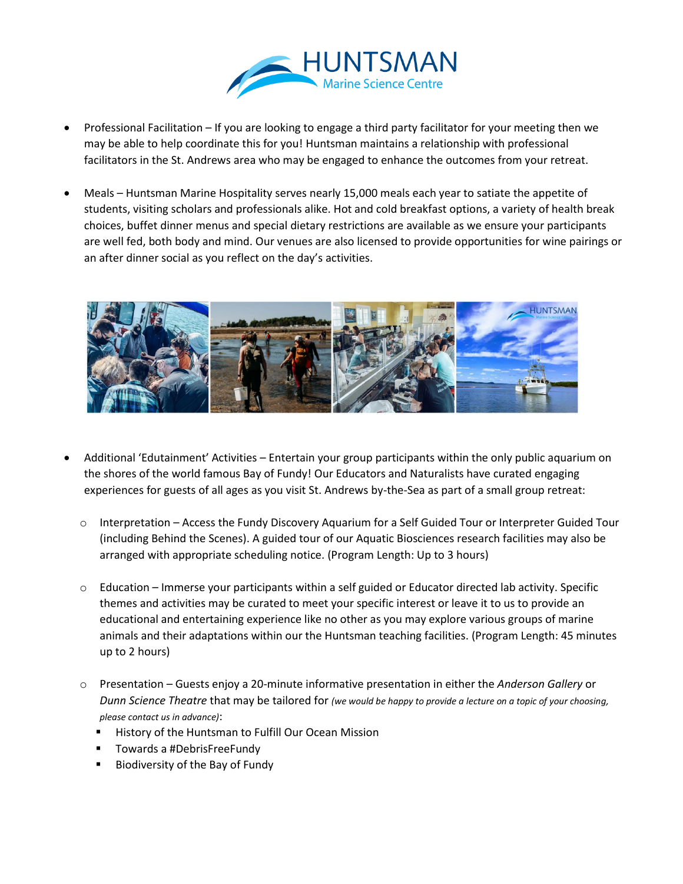- Professional Facilitation – If you are looking to engage a third party facilitator for your meeting then we may be able to help coordinate this for you! Huntsman maintains a relationship with professional facilitators in the St. Andrews area who may be engaged to enhance the outcomes from your retreat.

- Meals – Huntsman Marine Hospitality serves nearly 15,000 meals each year to satiate the appetite of students, visiting scholars and professionals alike. Hot and cold breakfast options, a variety of health break choices, buffet dinner menus and special dietary restrictions are available as we ensure your participants are well fed, both body and mind. Our venues are also licensed to provide opportunities for wine pairings or an after dinner social as you reflect on the day's activities.

- Additional 'Edutainment' Activities – Entertain your group participants within the only public aquarium on the shores of the world famous Bay of Fundy! Our Educators and Naturalists have curated engaging experiences for guests of all ages as you visit St. Andrews by-the-Sea as part of a small group retreat:

  - Interpretation – Access the Fundy Discovery Aquarium for a Self Guided Tour or Interpreter Guided Tour (including Behind the Scenes). A guided tour of our Aquatic Biosciences research facilities may also be arranged with appropriate scheduling notice. (Program Length: Up to 3 hours)

  - Education – Immerse your participants within a self guided or Educator directed lab activity. Specific themes and activities may be curated to meet your specific interest or leave it to us to provide an educational and entertaining experience like no other as you may explore various groups of marine animals and their adaptations within our the Huntsman teaching facilities. (Program Length: 45 minutes up to 2 hours)

  - Presentation – Guests enjoy a 20-minute informative presentation in either the *Anderson Gallery* or *Dunn Science Theatre* that may be tailored for *(we would be happy to provide a lecture on a topic of your choosing, please contact us in advance)*:
    - History of the Huntsman to Fulfill Our Ocean Mission
    - Towards a #DebrisFreeFundy
    - Biodiversity of the Bay of Fundy